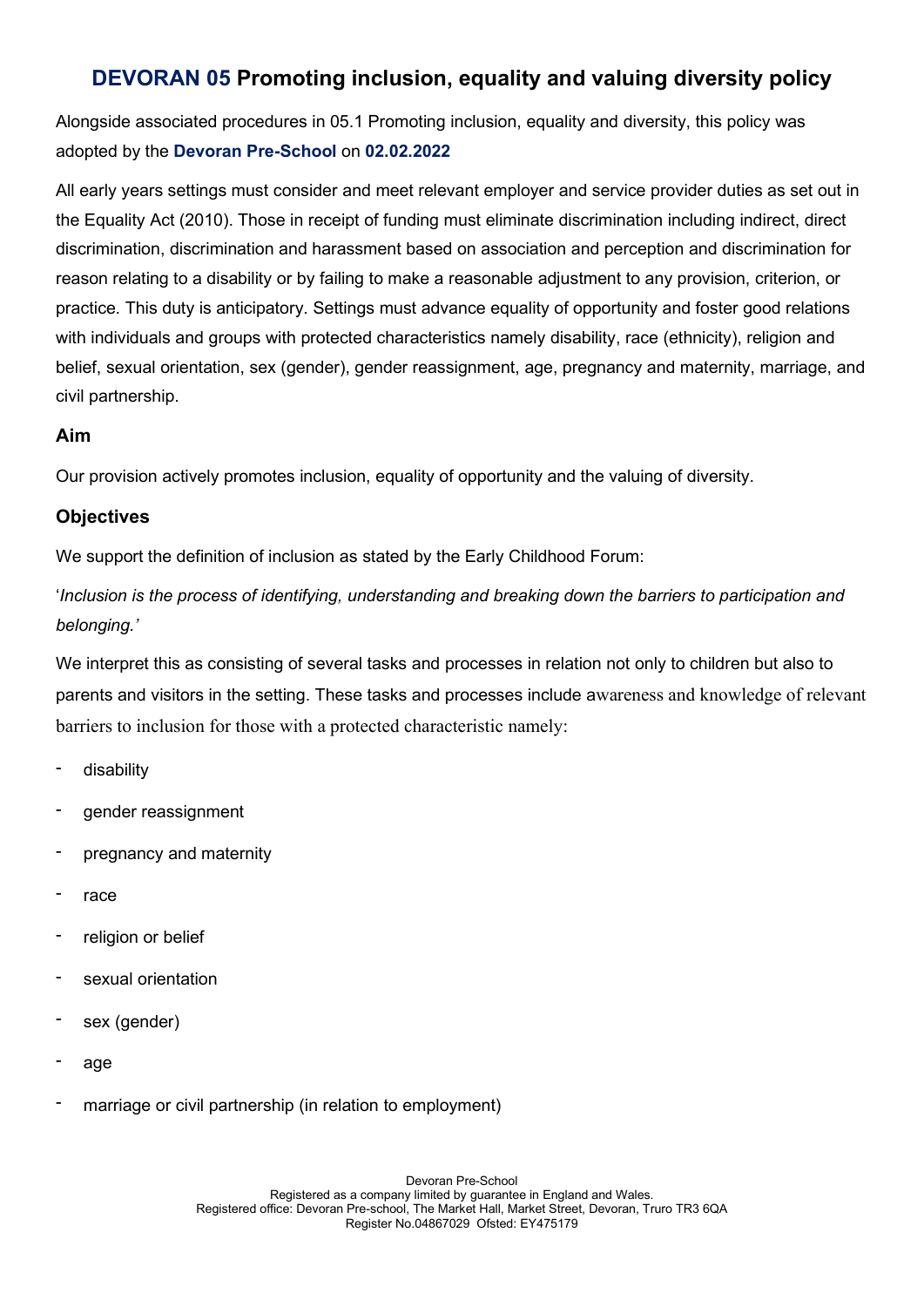# **DEVORAN 05** Promoting inclusion, equality and valuing diversity policy

Alongside associated procedures in 05.1 Promoting inclusion, equality and diversity, this policy was adopted by the **Devoran Pre-School** on **02.02.2022**

All early years settings must consider and meet relevant employer and service provider duties as set out in the Equality Act (2010). Those in receipt of funding must eliminate discrimination including indirect, direct discrimination, discrimination and harassment based on association and perception and discrimination for reason relating to a disability or by failing to make a reasonable adjustment to any provision, criterion, or practice. This duty is anticipatory. Settings must advance equality of opportunity and foster good relations with individuals and groups with protected characteristics namely disability, race (ethnicity), religion and belief, sexual orientation, sex (gender), gender reassignment, age, pregnancy and maternity, marriage, and civil partnership.

### Aim

Our provision actively promotes inclusion, equality of opportunity and the valuing of diversity.

### Objectives

We support the definition of inclusion as stated by the Early Childhood Forum:

'*Inclusion is the process of identifying, understanding and breaking down the barriers to participation and belonging.'*

We interpret this as consisting of several tasks and processes in relation not only to children but also to parents and visitors in the setting. These tasks and processes include awareness and knowledge of relevant barriers to inclusion for those with a protected characteristic namely:

- disability
- gender reassignment
- pregnancy and maternity
- race
- religion or belief
- sexual orientation
- sex (gender)
- age
- marriage or civil partnership (in relation to employment)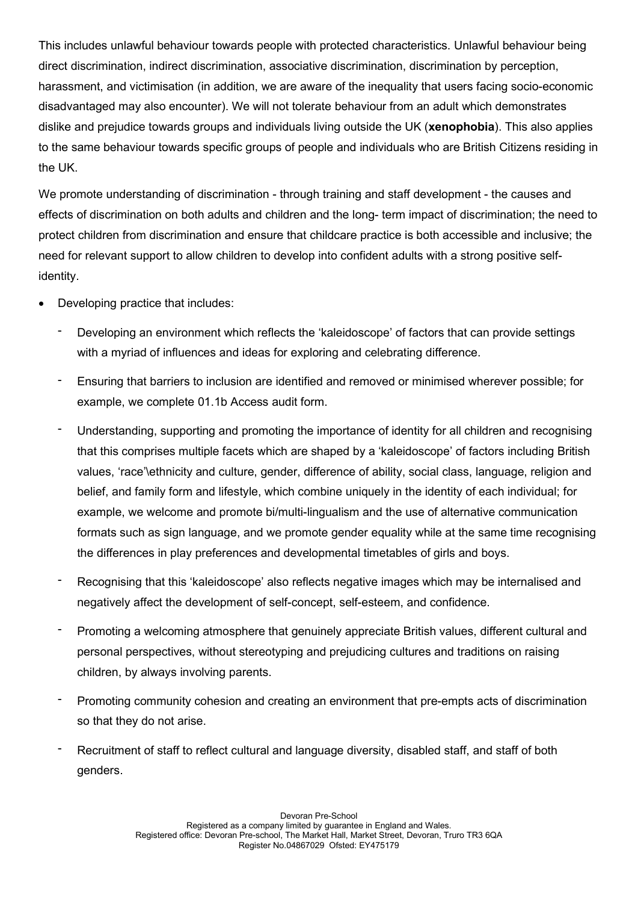This includes unlawful behaviour towards people with protected characteristics. Unlawful behaviour being direct discrimination, indirect discrimination, associative discrimination, discrimination by perception, harassment, and victimisation (in addition, we are aware of the inequality that users facing socio-economic disadvantaged may also encounter). We will not tolerate behaviour from an adult which demonstrates dislike and prejudice towards groups and individuals living outside the UK (**xenophobia**). This also applies to the same behaviour towards specific groups of people and individuals who are British Citizens residing in the UK.

We promote understanding of discrimination - through training and staff development - the causes and effects of discrimination on both adults and children and the long- term impact of discrimination; the need to protect children from discrimination and ensure that childcare practice is both accessible and inclusive; the need for relevant support to allow children to develop into confident adults with a strong positive self-identity.

- Developing practice that includes:
  - Developing an environment which reflects the 'kaleidoscope' of factors that can provide settings with a myriad of influences and ideas for exploring and celebrating difference.
  - Ensuring that barriers to inclusion are identified and removed or minimised wherever possible; for example, we complete 01.1b Access audit form.
  - Understanding, supporting and promoting the importance of identity for all children and recognising that this comprises multiple facets which are shaped by a 'kaleidoscope' of factors including British values, 'race'\ethnicity and culture, gender, difference of ability, social class, language, religion and belief, and family form and lifestyle, which combine uniquely in the identity of each individual; for example, we welcome and promote bi/multi-lingualism and the use of alternative communication formats such as sign language, and we promote gender equality while at the same time recognising the differences in play preferences and developmental timetables of girls and boys.
  - Recognising that this 'kaleidoscope' also reflects negative images which may be internalised and negatively affect the development of self-concept, self-esteem, and confidence.
  - Promoting a welcoming atmosphere that genuinely appreciate British values, different cultural and personal perspectives, without stereotyping and prejudicing cultures and traditions on raising children, by always involving parents.
  - Promoting community cohesion and creating an environment that pre-empts acts of discrimination so that they do not arise.
  - Recruitment of staff to reflect cultural and language diversity, disabled staff, and staff of both genders.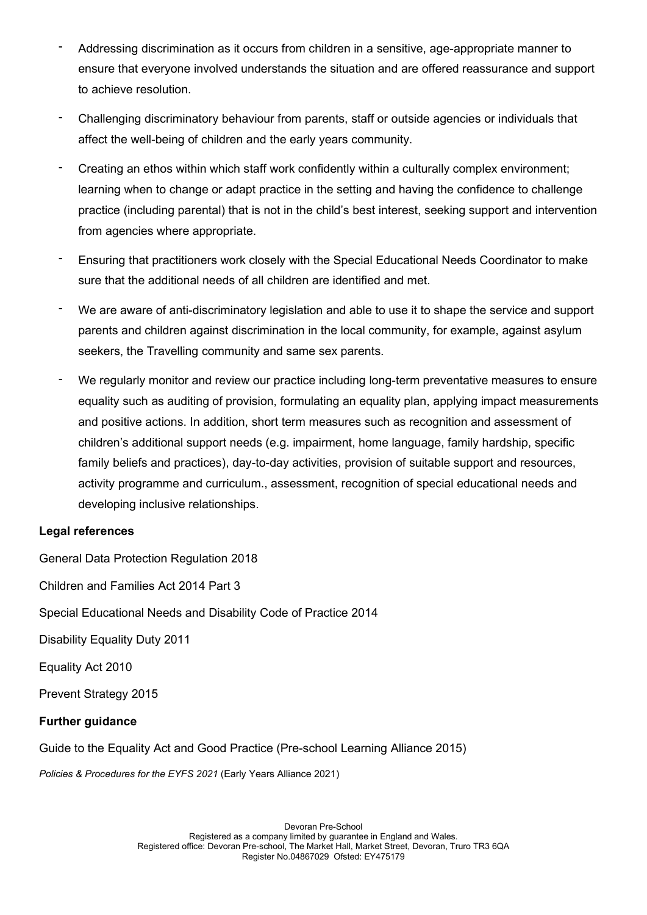- Addressing discrimination as it occurs from children in a sensitive, age-appropriate manner to ensure that everyone involved understands the situation and are offered reassurance and support to achieve resolution.
- Challenging discriminatory behaviour from parents, staff or outside agencies or individuals that affect the well-being of children and the early years community.
- Creating an ethos within which staff work confidently within a culturally complex environment; learning when to change or adapt practice in the setting and having the confidence to challenge practice (including parental) that is not in the child's best interest, seeking support and intervention from agencies where appropriate.
- Ensuring that practitioners work closely with the Special Educational Needs Coordinator to make sure that the additional needs of all children are identified and met.
- We are aware of anti-discriminatory legislation and able to use it to shape the service and support parents and children against discrimination in the local community, for example, against asylum seekers, the Travelling community and same sex parents.
- We regularly monitor and review our practice including long-term preventative measures to ensure equality such as auditing of provision, formulating an equality plan, applying impact measurements and positive actions. In addition, short term measures such as recognition and assessment of children's additional support needs (e.g. impairment, home language, family hardship, specific family beliefs and practices), day-to-day activities, provision of suitable support and resources, activity programme and curriculum., assessment, recognition of special educational needs and developing inclusive relationships.

**Legal references**

General Data Protection Regulation 2018

Children and Families Act 2014 Part 3

Special Educational Needs and Disability Code of Practice 2014

Disability Equality Duty 2011

Equality Act 2010

Prevent Strategy 2015

**Further guidance**

Guide to the Equality Act and Good Practice (Pre-school Learning Alliance 2015)

*Policies & Procedures for the EYFS 2021* (Early Years Alliance 2021)

Devoran Pre-School
Registered as a company limited by guarantee in England and Wales.
Registered office: Devoran Pre-school, The Market Hall, Market Street, Devoran, Truro TR3 6QA
Register No.04867029 Ofsted: EY475179